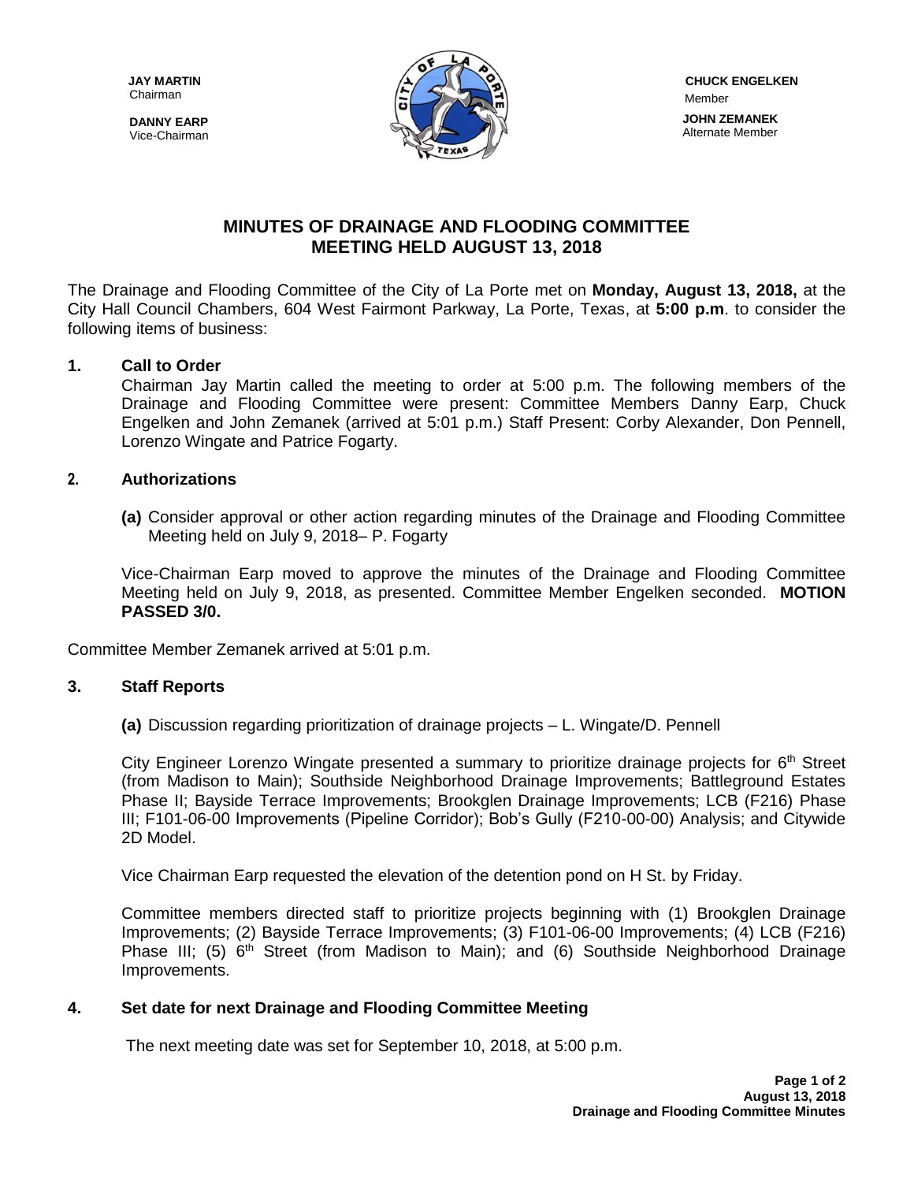**JAY MARTIN**
Chairman

**DANNY EARP**
Vice-Chairman

**CHUCK ENGELKEN**
Member

**JOHN ZEMANEK**
Alternate Member

# MINUTES OF DRAINAGE AND FLOODING COMMITTEE MEETING HELD AUGUST 13, 2018

The Drainage and Flooding Committee of the City of La Porte met on **Monday, August 13, 2018,** at the City Hall Council Chambers, 604 West Fairmont Parkway, La Porte, Texas, at **5:00 p.m**. to consider the following items of business:

## 1. Call to Order

Chairman Jay Martin called the meeting to order at 5:00 p.m. The following members of the Drainage and Flooding Committee were present: Committee Members Danny Earp, Chuck Engelken and John Zemanek (arrived at 5:01 p.m.) Staff Present: Corby Alexander, Don Pennell, Lorenzo Wingate and Patrice Fogarty.

## 2. Authorizations

**(a)** Consider approval or other action regarding minutes of the Drainage and Flooding Committee Meeting held on July 9, 2018– P. Fogarty

Vice-Chairman Earp moved to approve the minutes of the Drainage and Flooding Committee Meeting held on July 9, 2018, as presented. Committee Member Engelken seconded. **MOTION PASSED 3/0.**

Committee Member Zemanek arrived at 5:01 p.m.

## 3. Staff Reports

**(a)** Discussion regarding prioritization of drainage projects – L. Wingate/D. Pennell

City Engineer Lorenzo Wingate presented a summary to prioritize drainage projects for 6th Street (from Madison to Main); Southside Neighborhood Drainage Improvements; Battleground Estates Phase II; Bayside Terrace Improvements; Brookglen Drainage Improvements; LCB (F216) Phase III; F101-06-00 Improvements (Pipeline Corridor); Bob's Gully (F210-00-00) Analysis; and Citywide 2D Model.

Vice Chairman Earp requested the elevation of the detention pond on H St. by Friday.

Committee members directed staff to prioritize projects beginning with (1) Brookglen Drainage Improvements; (2) Bayside Terrace Improvements; (3) F101-06-00 Improvements; (4) LCB (F216) Phase III; (5) 6th Street (from Madison to Main); and (6) Southside Neighborhood Drainage Improvements.

## 4. Set date for next Drainage and Flooding Committee Meeting

The next meeting date was set for September 10, 2018, at 5:00 p.m.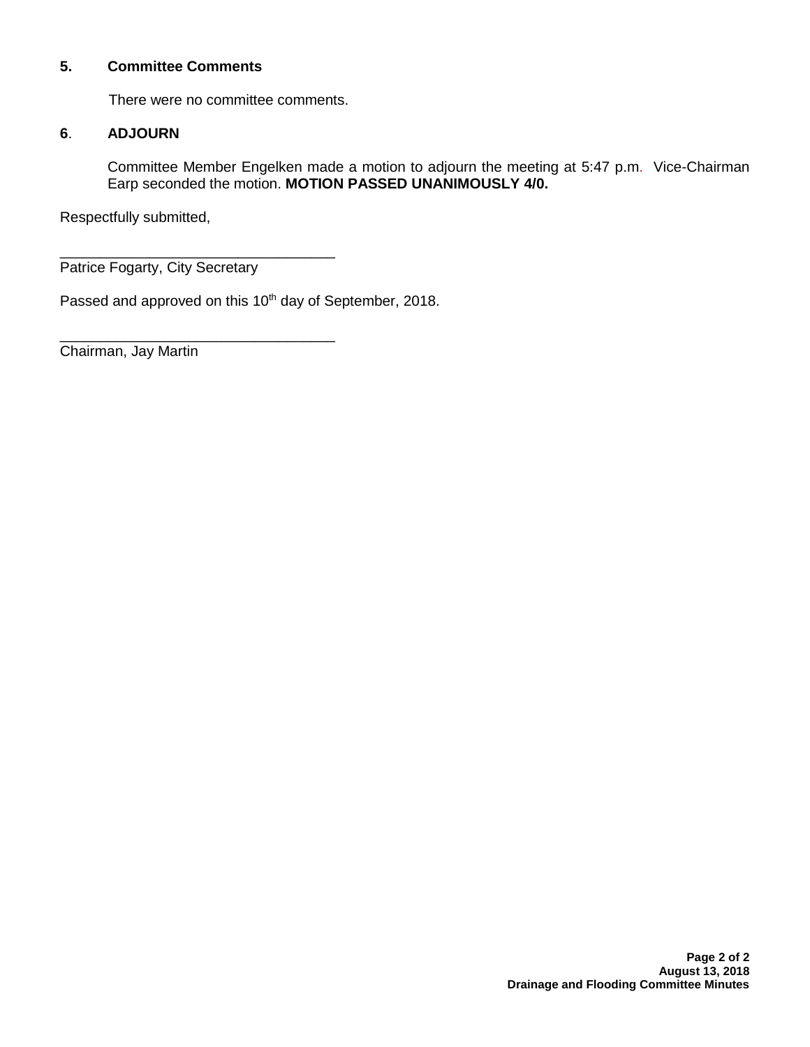**5. Committee Comments**

There were no committee comments.

**6. ADJOURN**

Committee Member Engelken made a motion to adjourn the meeting at 5:47 p.m. Vice-Chairman Earp seconded the motion. **MOTION PASSED UNANIMOUSLY 4/0.**

Respectfully submitted,

\_\_\_\_\_\_\_\_\_\_\_\_\_\_\_\_\_\_\_\_\_\_\_\_\_\_\_\_\_\_\_\_\_\_
Patrice Fogarty, City Secretary

Passed and approved on this 10th day of September, 2018.

\_\_\_\_\_\_\_\_\_\_\_\_\_\_\_\_\_\_\_\_\_\_\_\_\_\_\_\_\_\_\_\_\_\_
Chairman, Jay Martin